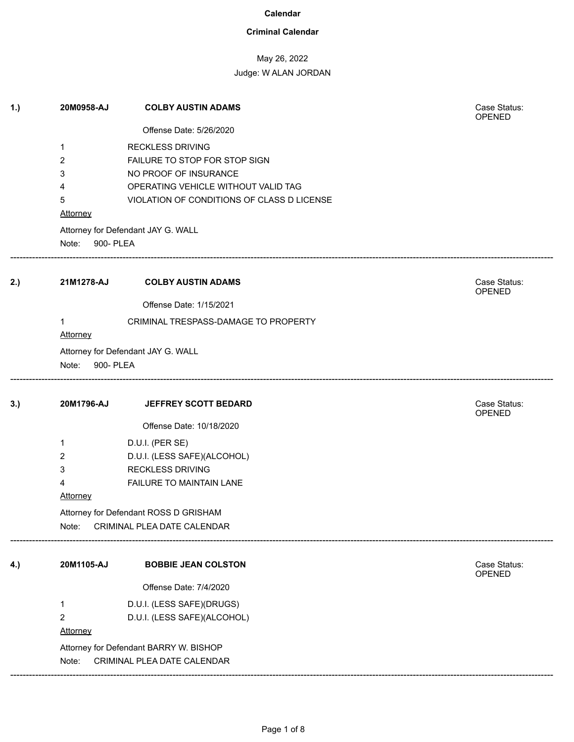# Calendar

## Criminal Calendar

May 26, 2022

Judge: W ALAN JORDAN

---

**1.)** **20M0958-AJ** **COLBY AUSTIN ADAMS** — Case Status: OPENED

Offense Date: 5/26/2020

1 RECKLESS DRIVING
2 FAILURE TO STOP FOR STOP SIGN
3 NO PROOF OF INSURANCE
4 OPERATING VEHICLE WITHOUT VALID TAG
5 VIOLATION OF CONDITIONS OF CLASS D LICENSE

Attorney

Attorney for Defendant JAY G. WALL

Note: 900- PLEA

---

**2.)** **21M1278-AJ** **COLBY AUSTIN ADAMS** — Case Status: OPENED

Offense Date: 1/15/2021

1 CRIMINAL TRESPASS-DAMAGE TO PROPERTY

Attorney

Attorney for Defendant JAY G. WALL

Note: 900- PLEA

---

**3.)** **20M1796-AJ** **JEFFREY SCOTT BEDARD** — Case Status: OPENED

Offense Date: 10/18/2020

1 D.U.I. (PER SE)
2 D.U.I. (LESS SAFE)(ALCOHOL)
3 RECKLESS DRIVING
4 FAILURE TO MAINTAIN LANE

Attorney

Attorney for Defendant ROSS D GRISHAM

Note: CRIMINAL PLEA DATE CALENDAR

---

**4.)** **20M1105-AJ** **BOBBIE JEAN COLSTON** — Case Status: OPENED

Offense Date: 7/4/2020

1 D.U.I. (LESS SAFE)(DRUGS)
2 D.U.I. (LESS SAFE)(ALCOHOL)

Attorney

Attorney for Defendant BARRY W. BISHOP

Note: CRIMINAL PLEA DATE CALENDAR

---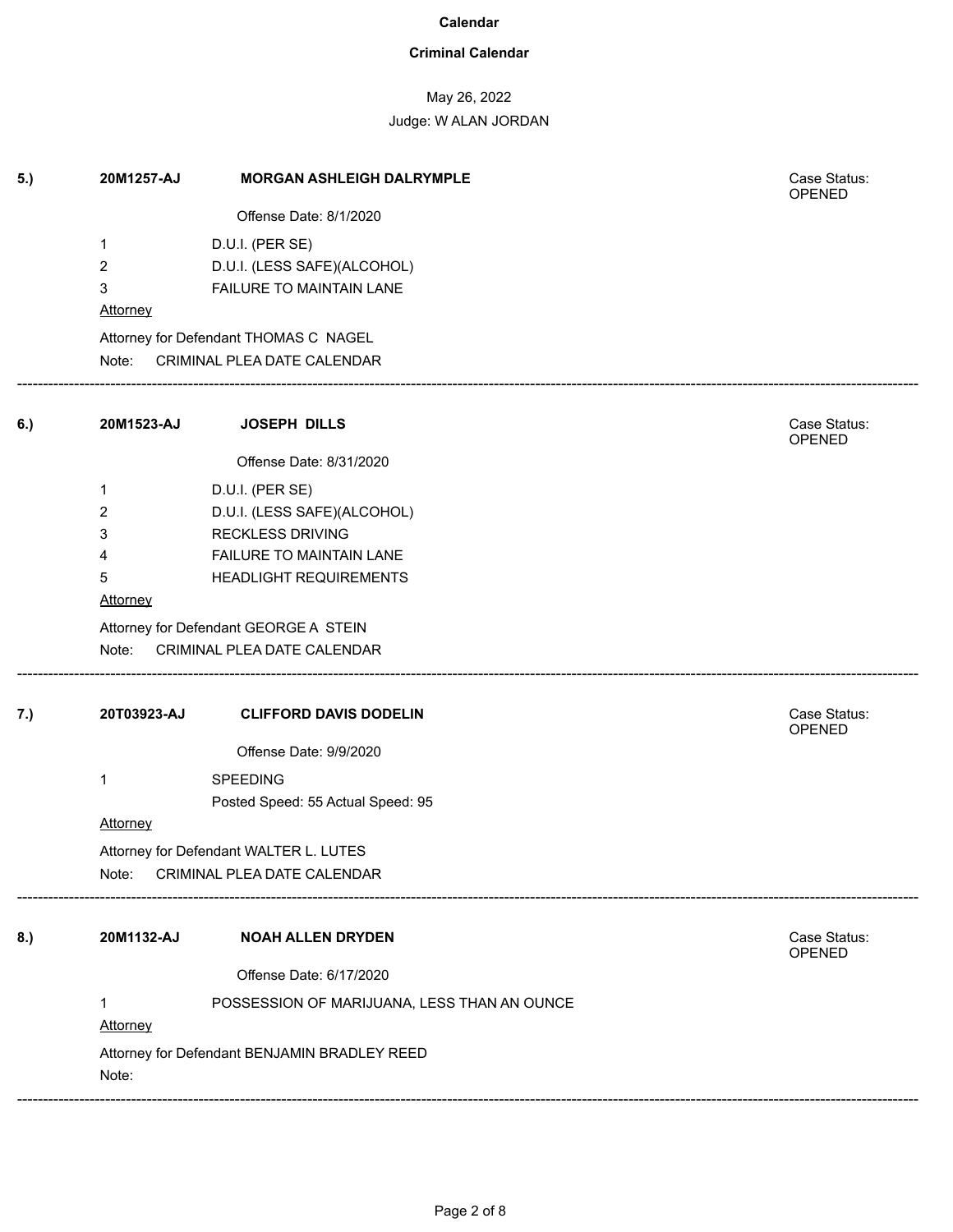**Calendar**

**Criminal Calendar**

May 26, 2022

Judge: W ALAN JORDAN

---

**5.)** **20M1257-AJ** **MORGAN ASHLEIGH DALRYMPLE** Case Status: OPENED

Offense Date: 8/1/2020

1 D.U.I. (PER SE)

2 D.U.I. (LESS SAFE)(ALCOHOL)

3 FAILURE TO MAINTAIN LANE

Attorney

Attorney for Defendant THOMAS C NAGEL

Note: CRIMINAL PLEA DATE CALENDAR

---

**6.)** **20M1523-AJ** **JOSEPH DILLS** Case Status: OPENED

Offense Date: 8/31/2020

1 D.U.I. (PER SE)

2 D.U.I. (LESS SAFE)(ALCOHOL)

3 RECKLESS DRIVING

4 FAILURE TO MAINTAIN LANE

5 HEADLIGHT REQUIREMENTS

Attorney

Attorney for Defendant GEORGE A STEIN

Note: CRIMINAL PLEA DATE CALENDAR

---

**7.)** **20T03923-AJ** **CLIFFORD DAVIS DODELIN** Case Status: OPENED

Offense Date: 9/9/2020

1 SPEEDING

Posted Speed: 55 Actual Speed: 95

Attorney

Attorney for Defendant WALTER L. LUTES

Note: CRIMINAL PLEA DATE CALENDAR

---

**8.)** **20M1132-AJ** **NOAH ALLEN DRYDEN** Case Status: OPENED

Offense Date: 6/17/2020

1 POSSESSION OF MARIJUANA, LESS THAN AN OUNCE

Attorney

Attorney for Defendant BENJAMIN BRADLEY REED

Note:

---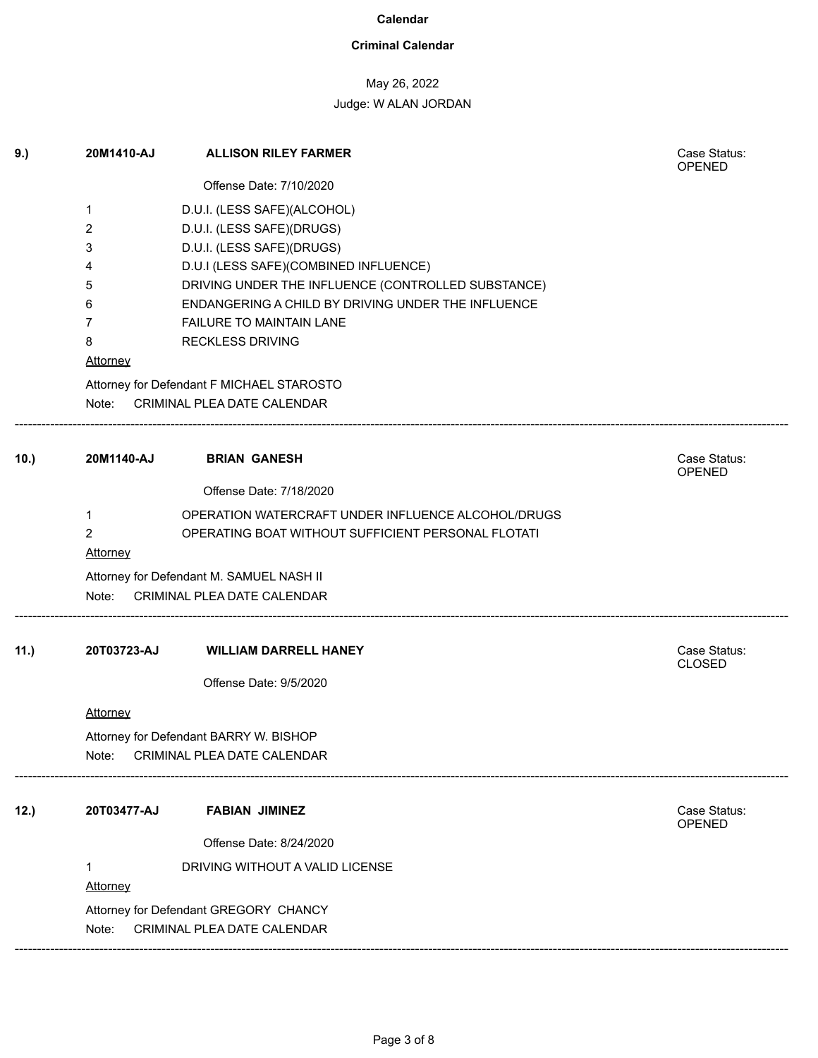# Calendar

## Criminal Calendar

May 26, 2022

Judge: W ALAN JORDAN

---

**9.)** **20M1410-AJ** **ALLISON RILEY FARMER** — Case Status: OPENED

Offense Date: 7/10/2020

1. D.U.I. (LESS SAFE)(ALCOHOL)
2. D.U.I. (LESS SAFE)(DRUGS)
3. D.U.I. (LESS SAFE)(DRUGS)
4. D.U.I (LESS SAFE)(COMBINED INFLUENCE)
5. DRIVING UNDER THE INFLUENCE (CONTROLLED SUBSTANCE)
6. ENDANGERING A CHILD BY DRIVING UNDER THE INFLUENCE
7. FAILURE TO MAINTAIN LANE
8. RECKLESS DRIVING

Attorney

Attorney for Defendant F MICHAEL STAROSTO

Note: CRIMINAL PLEA DATE CALENDAR

---

**10.)** **20M1140-AJ** **BRIAN GANESH** — Case Status: OPENED

Offense Date: 7/18/2020

1. OPERATION WATERCRAFT UNDER INFLUENCE ALCOHOL/DRUGS
2. OPERATING BOAT WITHOUT SUFFICIENT PERSONAL FLOTATI

Attorney

Attorney for Defendant M. SAMUEL NASH II

Note: CRIMINAL PLEA DATE CALENDAR

---

**11.)** **20T03723-AJ** **WILLIAM DARRELL HANEY** — Case Status: CLOSED

Offense Date: 9/5/2020

Attorney

Attorney for Defendant BARRY W. BISHOP

Note: CRIMINAL PLEA DATE CALENDAR

---

**12.)** **20T03477-AJ** **FABIAN JIMINEZ** — Case Status: OPENED

Offense Date: 8/24/2020

1. DRIVING WITHOUT A VALID LICENSE

Attorney

Attorney for Defendant GREGORY CHANCY

Note: CRIMINAL PLEA DATE CALENDAR

---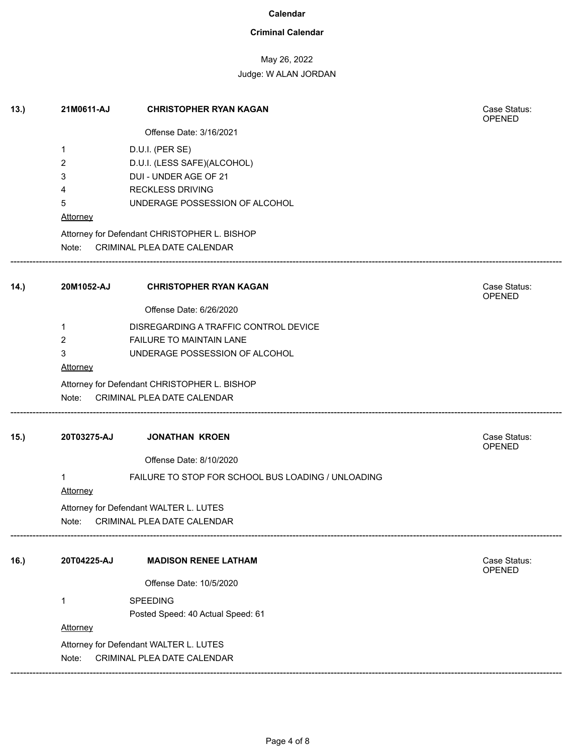**Calendar**

**Criminal Calendar**

May 26, 2022

Judge: W ALAN JORDAN

---

**13.)** **21M0611-AJ** **CHRISTOPHER RYAN KAGAN** — Case Status: OPENED

Offense Date: 3/16/2021

1 D.U.I. (PER SE)
2 D.U.I. (LESS SAFE)(ALCOHOL)
3 DUI - UNDER AGE OF 21
4 RECKLESS DRIVING
5 UNDERAGE POSSESSION OF ALCOHOL

Attorney

Attorney for Defendant CHRISTOPHER L. BISHOP

Note: CRIMINAL PLEA DATE CALENDAR

---

**14.)** **20M1052-AJ** **CHRISTOPHER RYAN KAGAN** — Case Status: OPENED

Offense Date: 6/26/2020

1 DISREGARDING A TRAFFIC CONTROL DEVICE
2 FAILURE TO MAINTAIN LANE
3 UNDERAGE POSSESSION OF ALCOHOL

Attorney

Attorney for Defendant CHRISTOPHER L. BISHOP

Note: CRIMINAL PLEA DATE CALENDAR

---

**15.)** **20T03275-AJ** **JONATHAN KROEN** — Case Status: OPENED

Offense Date: 8/10/2020

1 FAILURE TO STOP FOR SCHOOL BUS LOADING / UNLOADING

Attorney

Attorney for Defendant WALTER L. LUTES

Note: CRIMINAL PLEA DATE CALENDAR

---

**16.)** **20T04225-AJ** **MADISON RENEE LATHAM** — Case Status: OPENED

Offense Date: 10/5/2020

1 SPEEDING
Posted Speed: 40 Actual Speed: 61

Attorney

Attorney for Defendant WALTER L. LUTES

Note: CRIMINAL PLEA DATE CALENDAR

---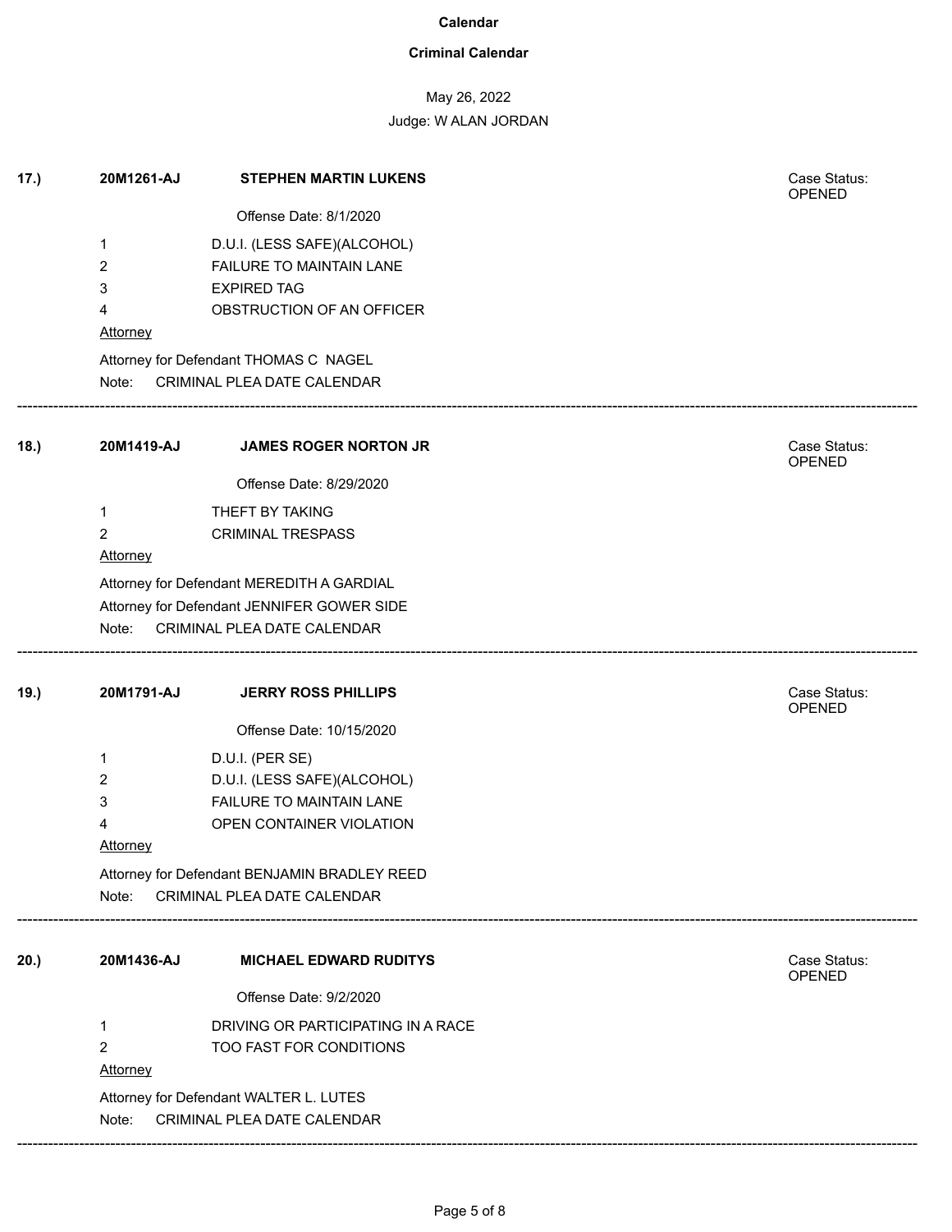**Calendar**

**Criminal Calendar**

May 26, 2022

Judge: W ALAN JORDAN

---

**17.)** **20M1261-AJ** **STEPHEN MARTIN LUKENS**

Case Status: OPENED

Offense Date: 8/1/2020

1 D.U.I. (LESS SAFE)(ALCOHOL)
2 FAILURE TO MAINTAIN LANE
3 EXPIRED TAG
4 OBSTRUCTION OF AN OFFICER

Attorney

Attorney for Defendant THOMAS C NAGEL

Note: CRIMINAL PLEA DATE CALENDAR

---

**18.)** **20M1419-AJ** **JAMES ROGER NORTON JR**

Case Status: OPENED

Offense Date: 8/29/2020

1 THEFT BY TAKING
2 CRIMINAL TRESPASS

Attorney

Attorney for Defendant MEREDITH A GARDIAL
Attorney for Defendant JENNIFER GOWER SIDE

Note: CRIMINAL PLEA DATE CALENDAR

---

**19.)** **20M1791-AJ** **JERRY ROSS PHILLIPS**

Case Status: OPENED

Offense Date: 10/15/2020

1 D.U.I. (PER SE)
2 D.U.I. (LESS SAFE)(ALCOHOL)
3 FAILURE TO MAINTAIN LANE
4 OPEN CONTAINER VIOLATION

Attorney

Attorney for Defendant BENJAMIN BRADLEY REED

Note: CRIMINAL PLEA DATE CALENDAR

---

**20.)** **20M1436-AJ** **MICHAEL EDWARD RUDITYS**

Case Status: OPENED

Offense Date: 9/2/2020

1 DRIVING OR PARTICIPATING IN A RACE
2 TOO FAST FOR CONDITIONS

Attorney

Attorney for Defendant WALTER L. LUTES

Note: CRIMINAL PLEA DATE CALENDAR

---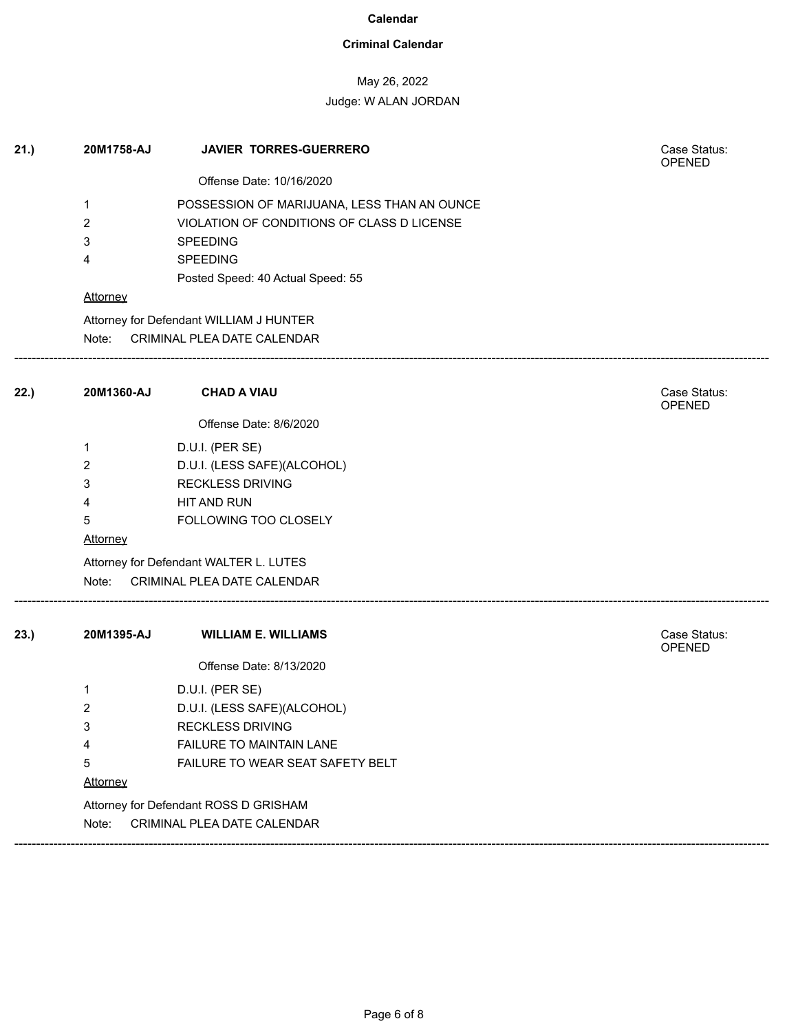**Calendar**

**Criminal Calendar**

May 26, 2022

Judge: W ALAN JORDAN

**21.)** **20M1758-AJ** **JAVIER TORRES-GUERRERO** Case Status: OPENED

Offense Date: 10/16/2020

1 POSSESSION OF MARIJUANA, LESS THAN AN OUNCE
2 VIOLATION OF CONDITIONS OF CLASS D LICENSE
3 SPEEDING
4 SPEEDING
Posted Speed: 40 Actual Speed: 55

Attorney

Attorney for Defendant WILLIAM J HUNTER

Note: CRIMINAL PLEA DATE CALENDAR

---

**22.)** **20M1360-AJ** **CHAD A VIAU** Case Status: OPENED

Offense Date: 8/6/2020

1 D.U.I. (PER SE)
2 D.U.I. (LESS SAFE)(ALCOHOL)
3 RECKLESS DRIVING
4 HIT AND RUN
5 FOLLOWING TOO CLOSELY

Attorney

Attorney for Defendant WALTER L. LUTES

Note: CRIMINAL PLEA DATE CALENDAR

---

**23.)** **20M1395-AJ** **WILLIAM E. WILLIAMS** Case Status: OPENED

Offense Date: 8/13/2020

1 D.U.I. (PER SE)
2 D.U.I. (LESS SAFE)(ALCOHOL)
3 RECKLESS DRIVING
4 FAILURE TO MAINTAIN LANE
5 FAILURE TO WEAR SEAT SAFETY BELT

Attorney

Attorney for Defendant ROSS D GRISHAM

Note: CRIMINAL PLEA DATE CALENDAR

---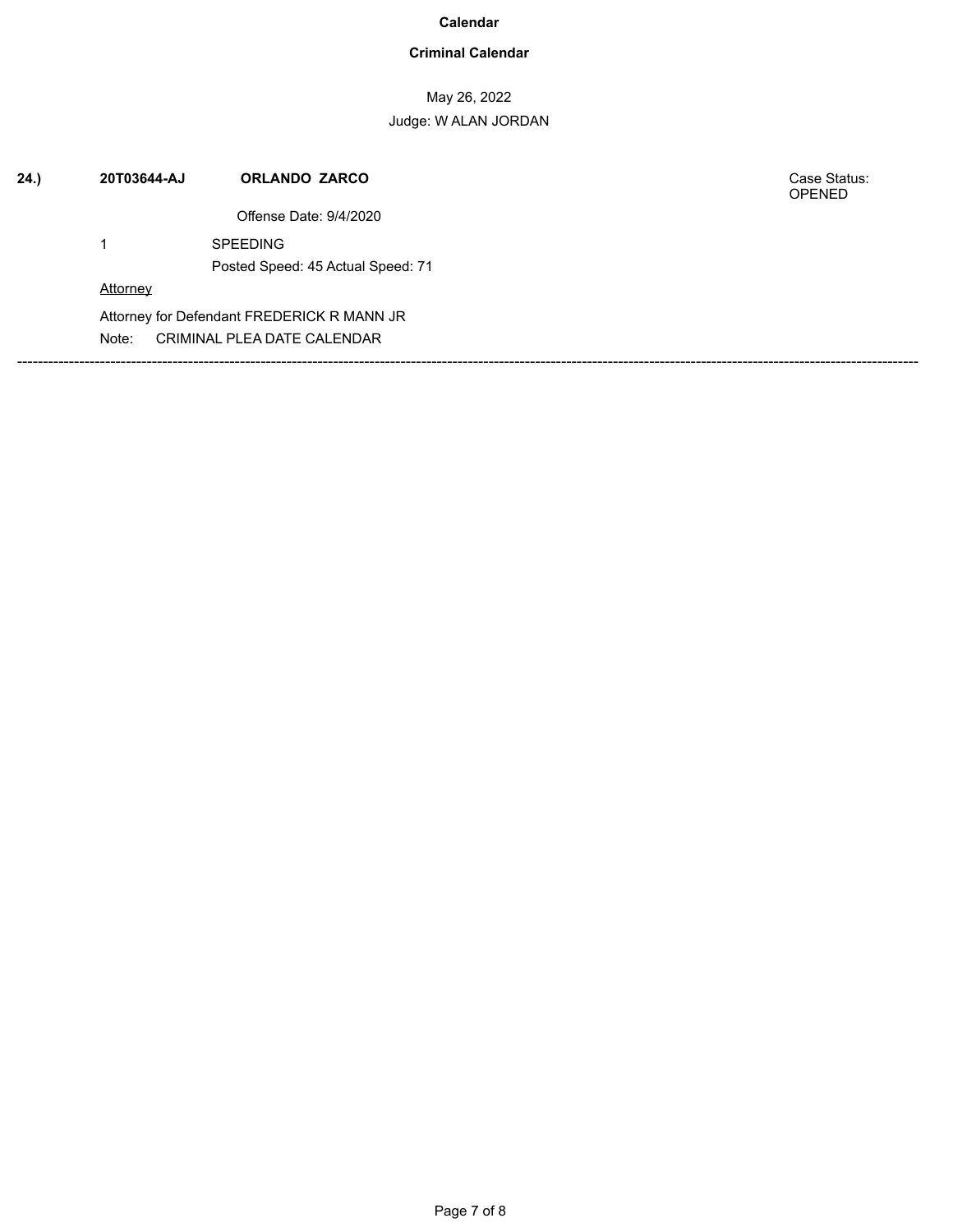**Calendar**

**Criminal Calendar**

May 26, 2022

Judge: W ALAN JORDAN

**24.)** **20T03644-AJ** **ORLANDO ZARCO** Case Status: OPENED

Offense Date: 9/4/2020

1 SPEEDING

Posted Speed: 45 Actual Speed: 71

Attorney

Attorney for Defendant FREDERICK R MANN JR

Note: CRIMINAL PLEA DATE CALENDAR

---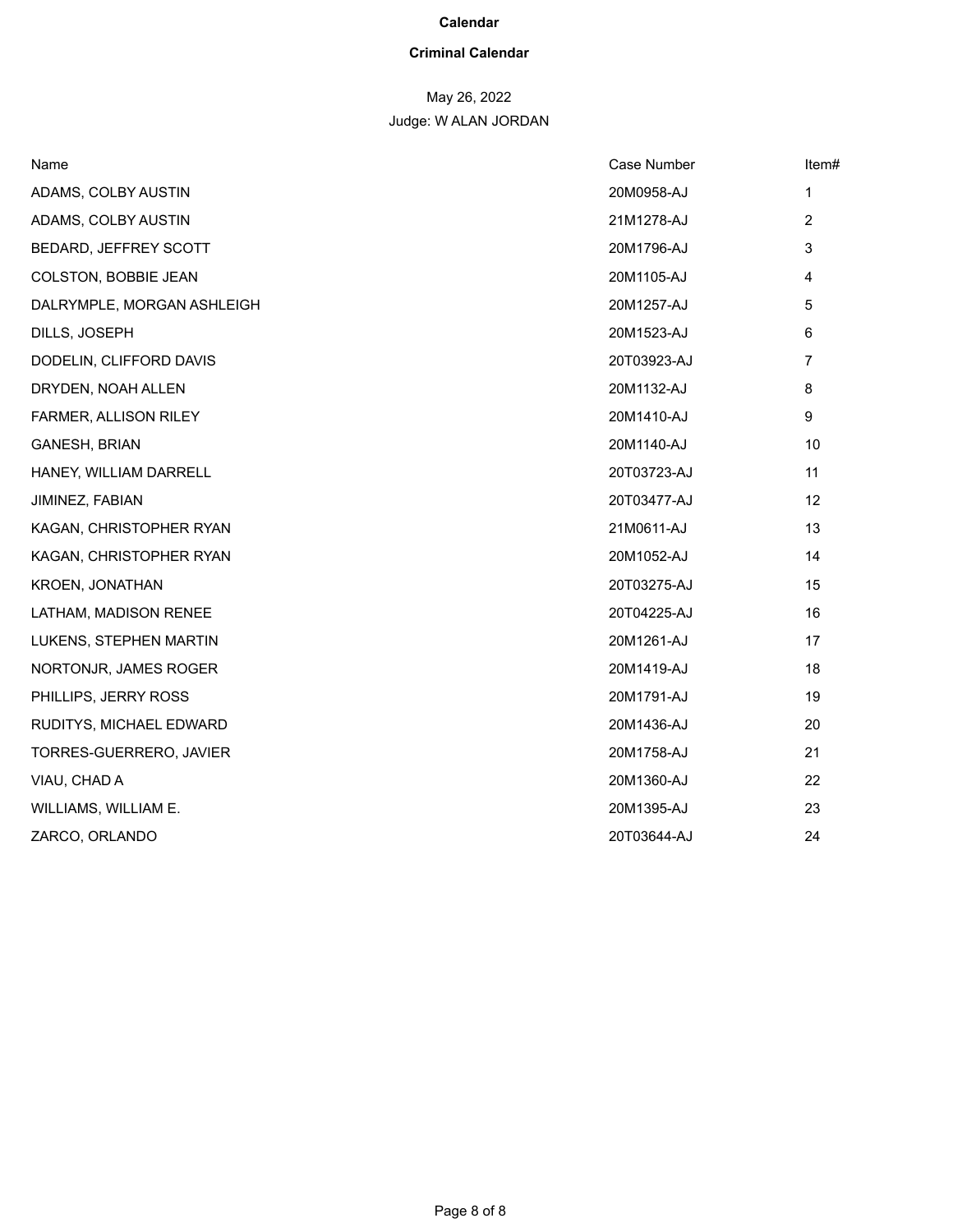**Calendar**

**Criminal Calendar**

May 26, 2022

Judge: W ALAN JORDAN

| Name | Case Number | Item# |
|---|---|---|
| ADAMS, COLBY AUSTIN | 20M0958-AJ | 1 |
| ADAMS, COLBY AUSTIN | 21M1278-AJ | 2 |
| BEDARD, JEFFREY SCOTT | 20M1796-AJ | 3 |
| COLSTON, BOBBIE JEAN | 20M1105-AJ | 4 |
| DALRYMPLE, MORGAN ASHLEIGH | 20M1257-AJ | 5 |
| DILLS, JOSEPH | 20M1523-AJ | 6 |
| DODELIN, CLIFFORD DAVIS | 20T03923-AJ | 7 |
| DRYDEN, NOAH ALLEN | 20M1132-AJ | 8 |
| FARMER, ALLISON RILEY | 20M1410-AJ | 9 |
| GANESH, BRIAN | 20M1140-AJ | 10 |
| HANEY, WILLIAM DARRELL | 20T03723-AJ | 11 |
| JIMINEZ, FABIAN | 20T03477-AJ | 12 |
| KAGAN, CHRISTOPHER RYAN | 21M0611-AJ | 13 |
| KAGAN, CHRISTOPHER RYAN | 20M1052-AJ | 14 |
| KROEN, JONATHAN | 20T03275-AJ | 15 |
| LATHAM, MADISON RENEE | 20T04225-AJ | 16 |
| LUKENS, STEPHEN MARTIN | 20M1261-AJ | 17 |
| NORTONJR, JAMES ROGER | 20M1419-AJ | 18 |
| PHILLIPS, JERRY ROSS | 20M1791-AJ | 19 |
| RUDITYS, MICHAEL EDWARD | 20M1436-AJ | 20 |
| TORRES-GUERRERO, JAVIER | 20M1758-AJ | 21 |
| VIAU, CHAD A | 20M1360-AJ | 22 |
| WILLIAMS, WILLIAM E. | 20M1395-AJ | 23 |
| ZARCO, ORLANDO | 20T03644-AJ | 24 |